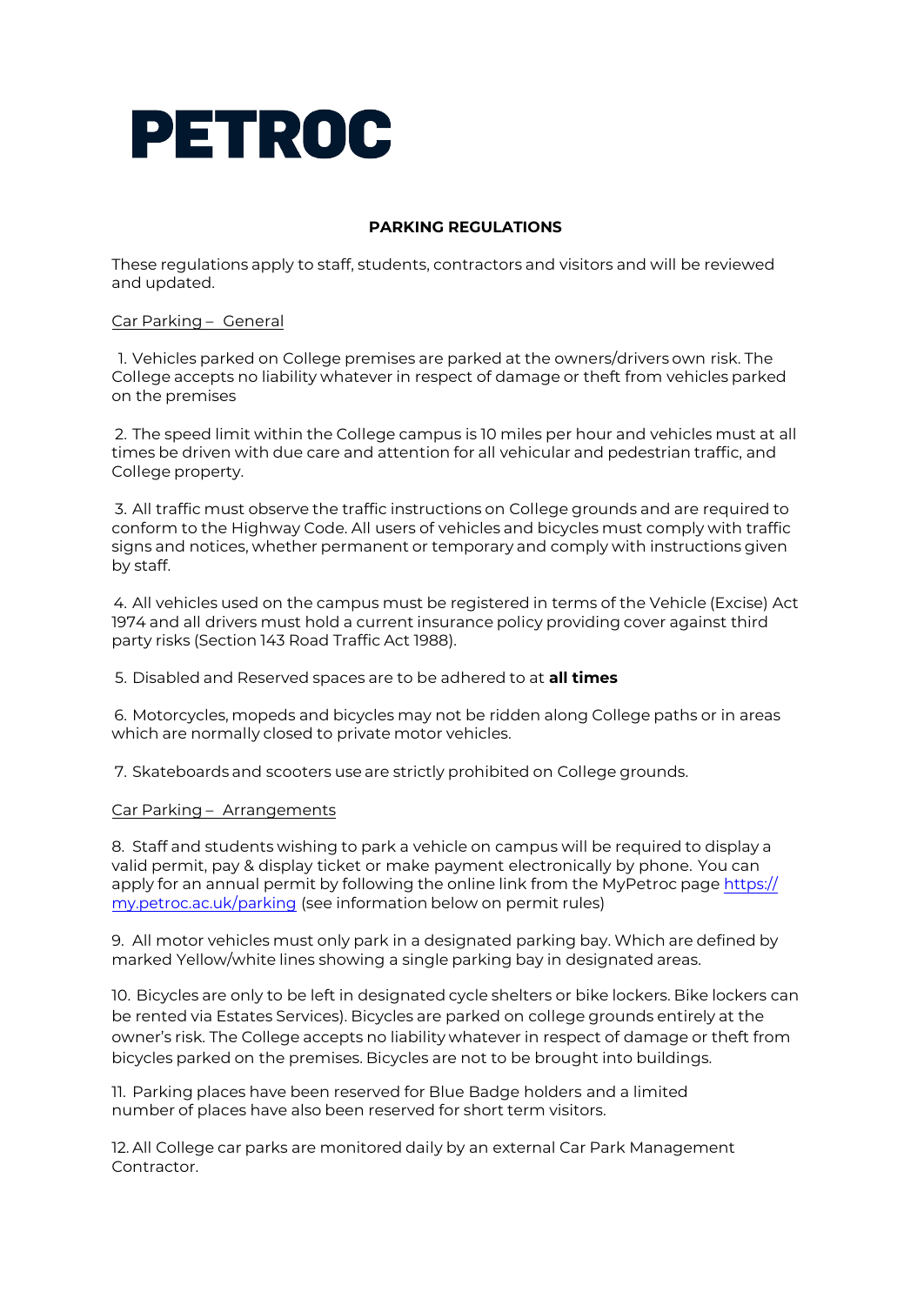# PETROC

## PARKING REGULATIONS

These regulations apply to staff, students, contractors and visitors and will be reviewed and updated.

Car Parking – General

1. Vehicles parked on College premises are parked at the owners/drivers own risk. The College accepts no liability whatever in respect of damage or theft from vehicles parked on the premises

2. The speed limit within the College campus is 10 miles per hour and vehicles must at all times be driven with due care and attention for all vehicular and pedestrian traffic, and College property.

3. All traffic must observe the traffic instructions on College grounds and are required to conform to the Highway Code. All users of vehicles and bicycles must comply with traffic signs and notices, whether permanent or temporary and comply with instructions given by staff.

4. All vehicles used on the campus must be registered in terms of the Vehicle (Excise) Act 1974 and all drivers must hold a current insurance policy providing cover against third party risks (Section 143 Road Traffic Act 1988).

5. Disabled and Reserved spaces are to be adhered to at **all times**

6. Motorcycles, mopeds and bicycles may not be ridden along College paths or in areas which are normally closed to private motor vehicles.

7. Skateboards and scooters use are strictly prohibited on College grounds.

Car Parking – Arrangements

8. Staff and students wishing to park a vehicle on campus will be required to display a valid permit, pay & display ticket or make payment electronically by phone. You can apply for an annual permit by following the online link from the MyPetroc page https://my.petroc.ac.uk/parking (see information below on permit rules)

9. All motor vehicles must only park in a designated parking bay. Which are defined by marked Yellow/white lines showing a single parking bay in designated areas.

10. Bicycles are only to be left in designated cycle shelters or bike lockers. Bike lockers can be rented via Estates Services). Bicycles are parked on college grounds entirely at the owner's risk. The College accepts no liability whatever in respect of damage or theft from bicycles parked on the premises. Bicycles are not to be brought into buildings.

11. Parking places have been reserved for Blue Badge holders and a limited number of places have also been reserved for short term visitors.

12. All College car parks are monitored daily by an external Car Park Management Contractor.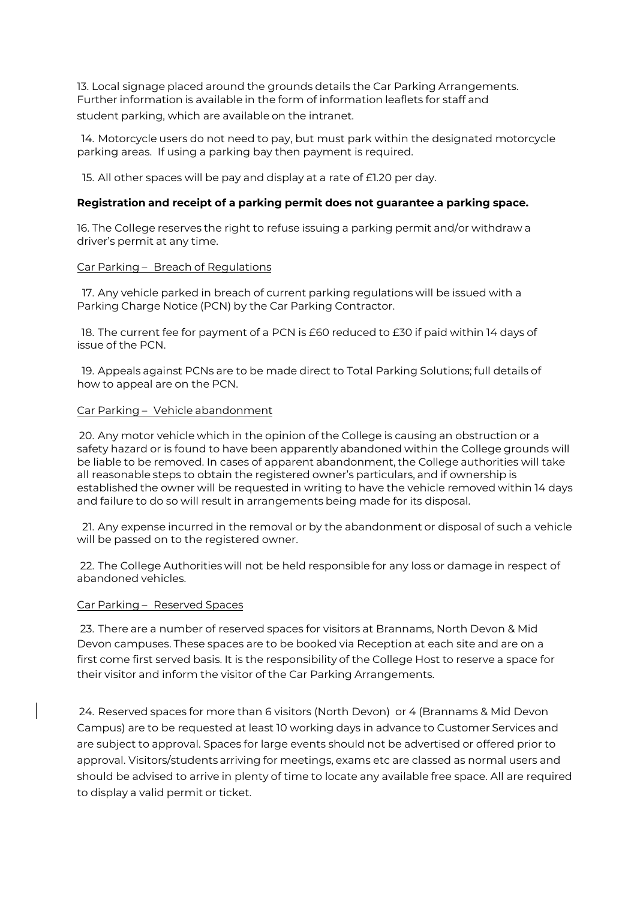13. Local signage placed around the grounds details the Car Parking Arrangements. Further information is available in the form of information leaflets for staff and student parking, which are available on the intranet.

14. Motorcycle users do not need to pay, but must park within the designated motorcycle parking areas. If using a parking bay then payment is required.

15. All other spaces will be pay and display at a rate of £1.20 per day.

**Registration and receipt of a parking permit does not guarantee a parking space.**

16. The College reserves the right to refuse issuing a parking permit and/or withdraw a driver's permit at any time.

<u>Car Parking – Breach of Regulations</u>

17. Any vehicle parked in breach of current parking regulations will be issued with a Parking Charge Notice (PCN) by the Car Parking Contractor.

18. The current fee for payment of a PCN is £60 reduced to £30 if paid within 14 days of issue of the PCN.

19. Appeals against PCNs are to be made direct to Total Parking Solutions; full details of how to appeal are on the PCN.

<u>Car Parking – Vehicle abandonment</u>

20. Any motor vehicle which in the opinion of the College is causing an obstruction or a safety hazard or is found to have been apparently abandoned within the College grounds will be liable to be removed. In cases of apparent abandonment, the College authorities will take all reasonable steps to obtain the registered owner's particulars, and if ownership is established the owner will be requested in writing to have the vehicle removed within 14 days and failure to do so will result in arrangements being made for its disposal.

21. Any expense incurred in the removal or by the abandonment or disposal of such a vehicle will be passed on to the registered owner.

22. The College Authorities will not be held responsible for any loss or damage in respect of abandoned vehicles.

<u>Car Parking – Reserved Spaces</u>

23. There are a number of reserved spaces for visitors at Brannams, North Devon & Mid Devon campuses. These spaces are to be booked via Reception at each site and are on a first come first served basis. It is the responsibility of the College Host to reserve a space for their visitor and inform the visitor of the Car Parking Arrangements.

24. Reserved spaces for more than 6 visitors (North Devon) or 4 (Brannams & Mid Devon Campus) are to be requested at least 10 working days in advance to Customer Services and are subject to approval. Spaces for large events should not be advertised or offered prior to approval. Visitors/students arriving for meetings, exams etc are classed as normal users and should be advised to arrive in plenty of time to locate any available free space. All are required to display a valid permit or ticket.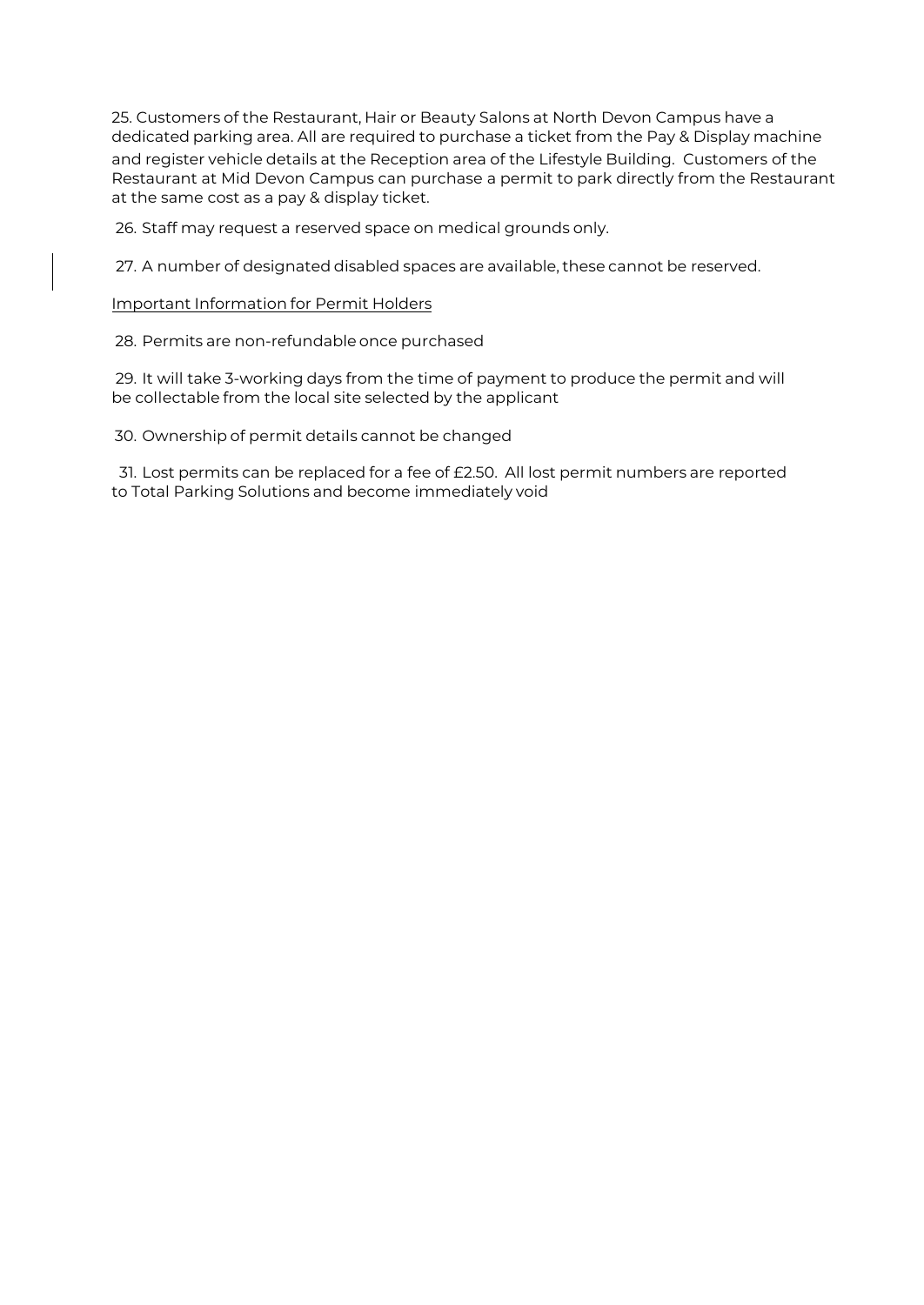25. Customers of the Restaurant, Hair or Beauty Salons at North Devon Campus have a dedicated parking area. All are required to purchase a ticket from the Pay & Display machine and register vehicle details at the Reception area of the Lifestyle Building. Customers of the Restaurant at Mid Devon Campus can purchase a permit to park directly from the Restaurant at the same cost as a pay & display ticket.

26. Staff may request a reserved space on medical grounds only.

27. A number of designated disabled spaces are available, these cannot be reserved.

<u>Important Information for Permit Holders</u>

28. Permits are non-refundable once purchased

29. It will take 3-working days from the time of payment to produce the permit and will be collectable from the local site selected by the applicant

30. Ownership of permit details cannot be changed

31. Lost permits can be replaced for a fee of £2.50. All lost permit numbers are reported to Total Parking Solutions and become immediately void